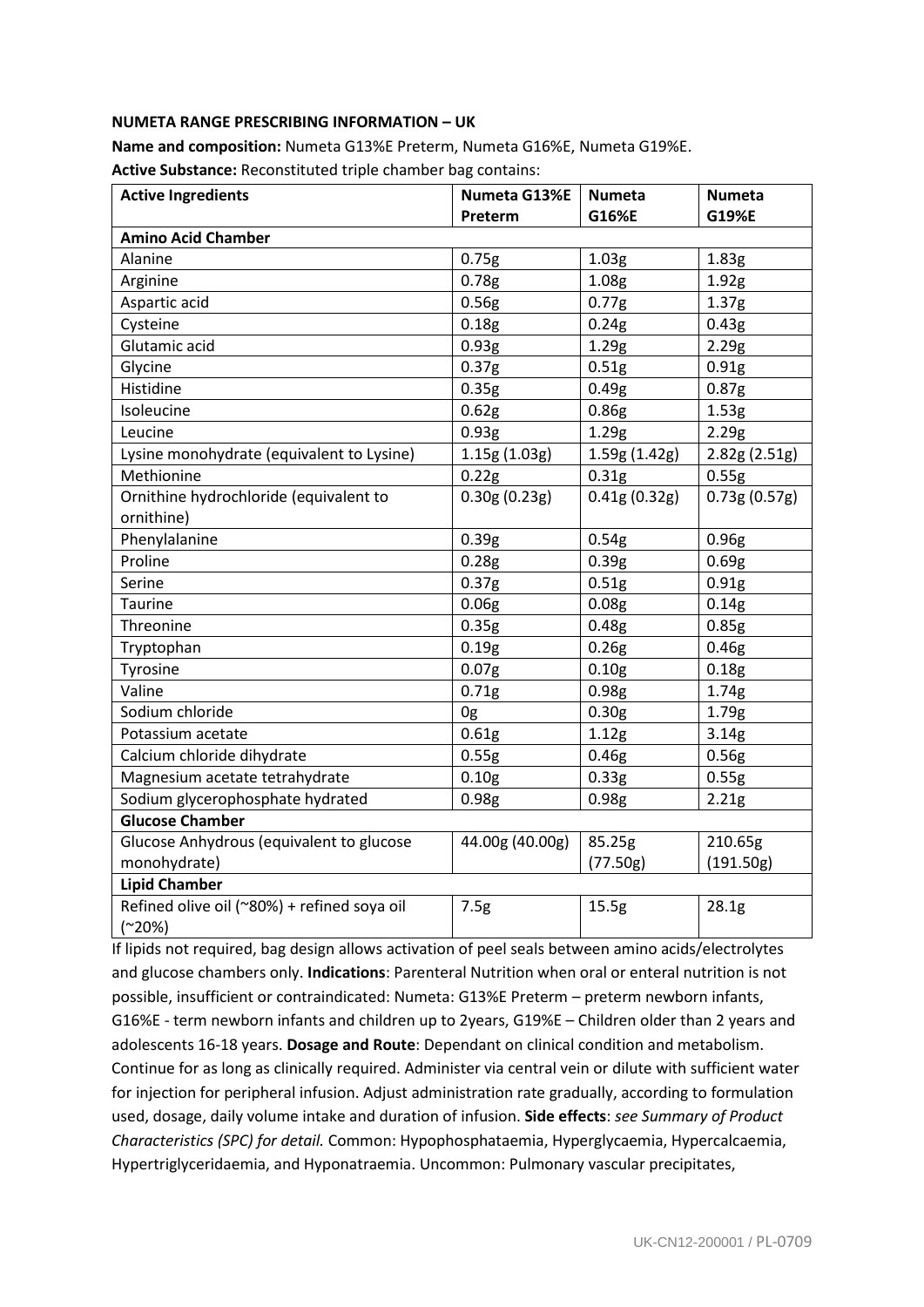**NUMETA RANGE PRESCRIBING INFORMATION – UK**

**Name and composition:** Numeta G13%E Preterm, Numeta G16%E, Numeta G19%E.

**Active Substance:** Reconstituted triple chamber bag contains:

| Active Ingredients | Numeta G13%E Preterm | Numeta G16%E | Numeta G19%E |
|---|---|---|---|
| **Amino Acid Chamber** | | | |
| Alanine | 0.75g | 1.03g | 1.83g |
| Arginine | 0.78g | 1.08g | 1.92g |
| Aspartic acid | 0.56g | 0.77g | 1.37g |
| Cysteine | 0.18g | 0.24g | 0.43g |
| Glutamic acid | 0.93g | 1.29g | 2.29g |
| Glycine | 0.37g | 0.51g | 0.91g |
| Histidine | 0.35g | 0.49g | 0.87g |
| Isoleucine | 0.62g | 0.86g | 1.53g |
| Leucine | 0.93g | 1.29g | 2.29g |
| Lysine monohydrate (equivalent to Lysine) | 1.15g (1.03g) | 1.59g (1.42g) | 2.82g (2.51g) |
| Methionine | 0.22g | 0.31g | 0.55g |
| Ornithine hydrochloride (equivalent to ornithine) | 0.30g (0.23g) | 0.41g (0.32g) | 0.73g (0.57g) |
| Phenylalanine | 0.39g | 0.54g | 0.96g |
| Proline | 0.28g | 0.39g | 0.69g |
| Serine | 0.37g | 0.51g | 0.91g |
| Taurine | 0.06g | 0.08g | 0.14g |
| Threonine | 0.35g | 0.48g | 0.85g |
| Tryptophan | 0.19g | 0.26g | 0.46g |
| Tyrosine | 0.07g | 0.10g | 0.18g |
| Valine | 0.71g | 0.98g | 1.74g |
| Sodium chloride | 0g | 0.30g | 1.79g |
| Potassium acetate | 0.61g | 1.12g | 3.14g |
| Calcium chloride dihydrate | 0.55g | 0.46g | 0.56g |
| Magnesium acetate tetrahydrate | 0.10g | 0.33g | 0.55g |
| Sodium glycerophosphate hydrated | 0.98g | 0.98g | 2.21g |
| **Glucose Chamber** | | | |
| Glucose Anhydrous (equivalent to glucose monohydrate) | 44.00g (40.00g) | 85.25g (77.50g) | 210.65g (191.50g) |
| **Lipid Chamber** | | | |
| Refined olive oil (~80%) + refined soya oil (~20%) | 7.5g | 15.5g | 28.1g |

If lipids not required, bag design allows activation of peel seals between amino acids/electrolytes and glucose chambers only. **Indications**: Parenteral Nutrition when oral or enteral nutrition is not possible, insufficient or contraindicated: Numeta: G13%E Preterm – preterm newborn infants, G16%E - term newborn infants and children up to 2years, G19%E – Children older than 2 years and adolescents 16-18 years. **Dosage and Route**: Dependant on clinical condition and metabolism. Continue for as long as clinically required. Administer via central vein or dilute with sufficient water for injection for peripheral infusion. Adjust administration rate gradually, according to formulation used, dosage, daily volume intake and duration of infusion. **Side effects**: *see Summary of Product Characteristics (SPC) for detail.* Common: Hypophosphataemia, Hyperglycaemia, Hypercalcaemia, Hypertriglyceridaemia, and Hyponatraemia. Uncommon: Pulmonary vascular precipitates,

UK-CN12-200001 / PL-0709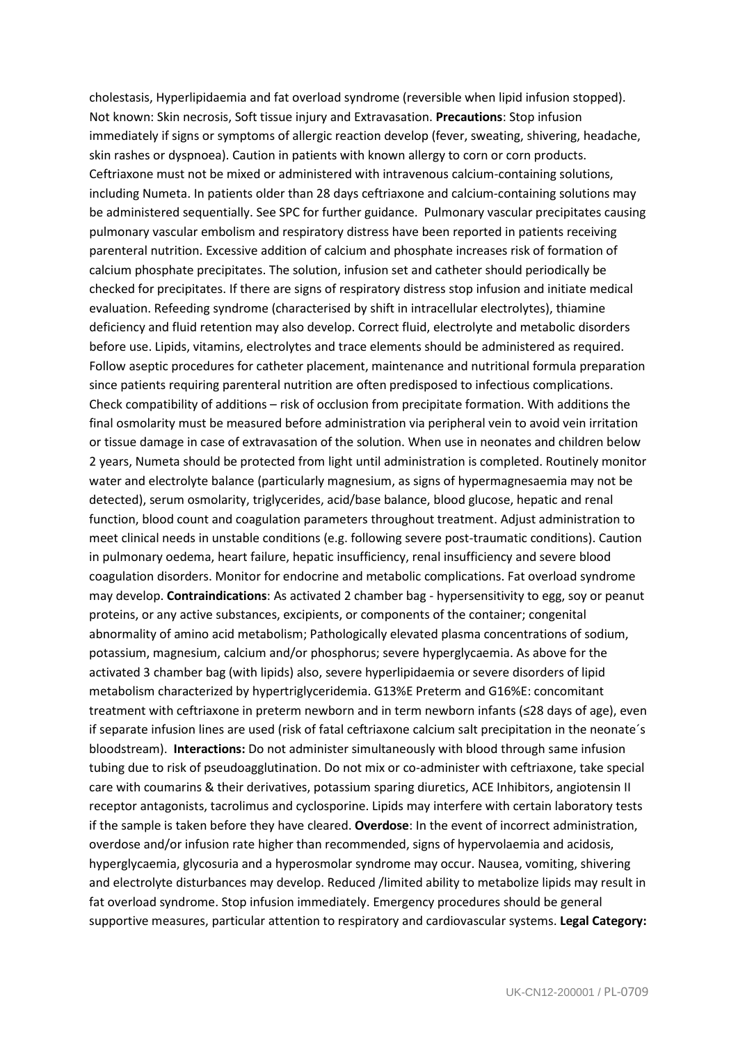cholestasis, Hyperlipidaemia and fat overload syndrome (reversible when lipid infusion stopped). Not known: Skin necrosis, Soft tissue injury and Extravasation. **Precautions**: Stop infusion immediately if signs or symptoms of allergic reaction develop (fever, sweating, shivering, headache, skin rashes or dyspnoea). Caution in patients with known allergy to corn or corn products. Ceftriaxone must not be mixed or administered with intravenous calcium-containing solutions, including Numeta. In patients older than 28 days ceftriaxone and calcium-containing solutions may be administered sequentially. See SPC for further guidance. Pulmonary vascular precipitates causing pulmonary vascular embolism and respiratory distress have been reported in patients receiving parenteral nutrition. Excessive addition of calcium and phosphate increases risk of formation of calcium phosphate precipitates. The solution, infusion set and catheter should periodically be checked for precipitates. If there are signs of respiratory distress stop infusion and initiate medical evaluation. Refeeding syndrome (characterised by shift in intracellular electrolytes), thiamine deficiency and fluid retention may also develop. Correct fluid, electrolyte and metabolic disorders before use. Lipids, vitamins, electrolytes and trace elements should be administered as required. Follow aseptic procedures for catheter placement, maintenance and nutritional formula preparation since patients requiring parenteral nutrition are often predisposed to infectious complications. Check compatibility of additions – risk of occlusion from precipitate formation. With additions the final osmolarity must be measured before administration via peripheral vein to avoid vein irritation or tissue damage in case of extravasation of the solution. When use in neonates and children below 2 years, Numeta should be protected from light until administration is completed. Routinely monitor water and electrolyte balance (particularly magnesium, as signs of hypermagnesaemia may not be detected), serum osmolarity, triglycerides, acid/base balance, blood glucose, hepatic and renal function, blood count and coagulation parameters throughout treatment. Adjust administration to meet clinical needs in unstable conditions (e.g. following severe post-traumatic conditions). Caution in pulmonary oedema, heart failure, hepatic insufficiency, renal insufficiency and severe blood coagulation disorders. Monitor for endocrine and metabolic complications. Fat overload syndrome may develop. **Contraindications**: As activated 2 chamber bag - hypersensitivity to egg, soy or peanut proteins, or any active substances, excipients, or components of the container; congenital abnormality of amino acid metabolism; Pathologically elevated plasma concentrations of sodium, potassium, magnesium, calcium and/or phosphorus; severe hyperglycaemia. As above for the activated 3 chamber bag (with lipids) also, severe hyperlipidaemia or severe disorders of lipid metabolism characterized by hypertriglyceridemia. G13%E Preterm and G16%E: concomitant treatment with ceftriaxone in preterm newborn and in term newborn infants (≤28 days of age), even if separate infusion lines are used (risk of fatal ceftriaxone calcium salt precipitation in the neonate´s bloodstream). **Interactions:** Do not administer simultaneously with blood through same infusion tubing due to risk of pseudoagglutination. Do not mix or co-administer with ceftriaxone, take special care with coumarins & their derivatives, potassium sparing diuretics, ACE Inhibitors, angiotensin II receptor antagonists, tacrolimus and cyclosporine. Lipids may interfere with certain laboratory tests if the sample is taken before they have cleared. **Overdose**: In the event of incorrect administration, overdose and/or infusion rate higher than recommended, signs of hypervolaemia and acidosis, hyperglycaemia, glycosuria and a hyperosmolar syndrome may occur. Nausea, vomiting, shivering and electrolyte disturbances may develop. Reduced /limited ability to metabolize lipids may result in fat overload syndrome. Stop infusion immediately. Emergency procedures should be general supportive measures, particular attention to respiratory and cardiovascular systems. **Legal Category:**

UK-CN12-200001 / PL-0709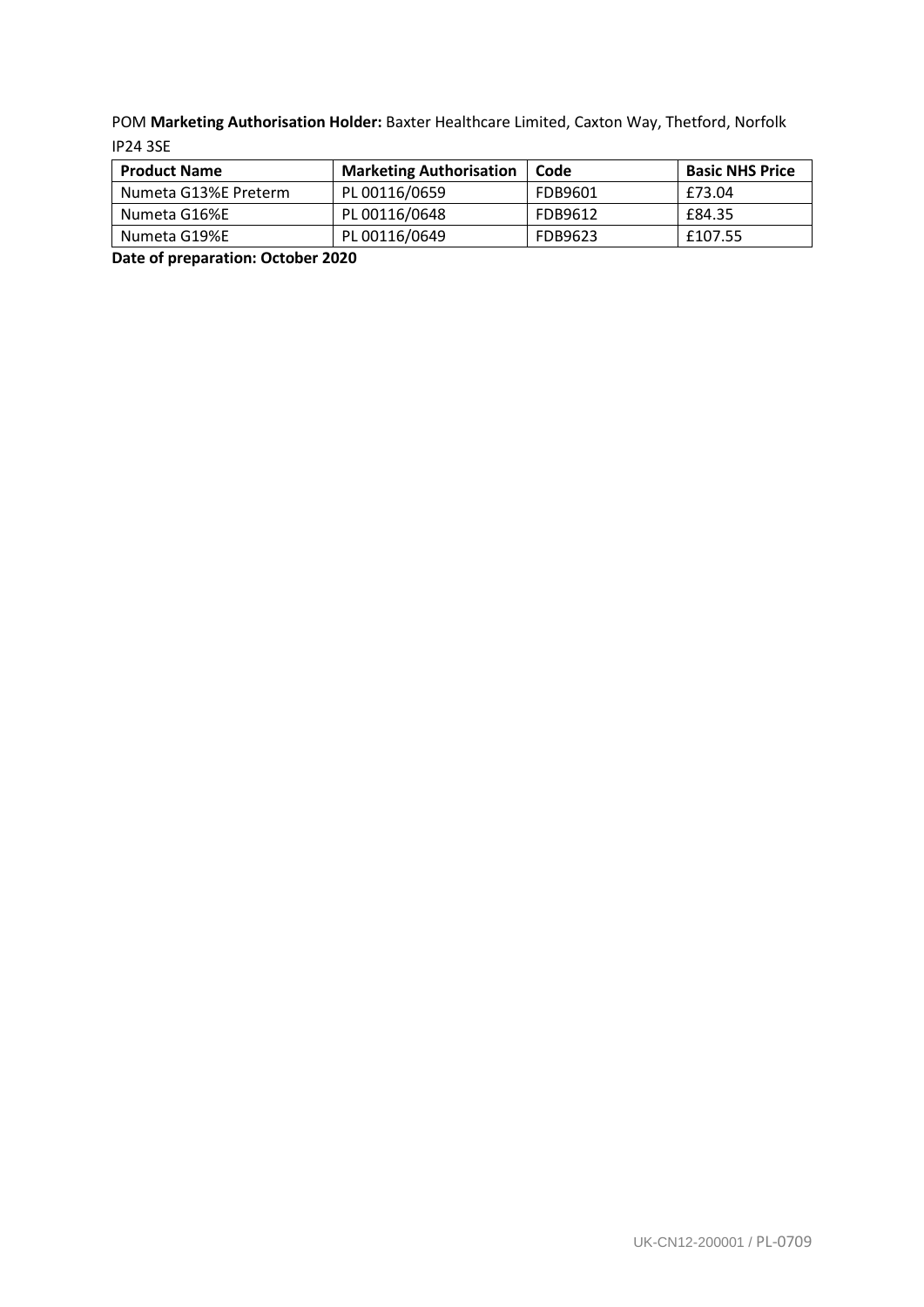POM **Marketing Authorisation Holder:** Baxter Healthcare Limited, Caxton Way, Thetford, Norfolk IP24 3SE

| Product Name | Marketing Authorisation | Code | Basic NHS Price |
|---|---|---|---|
| Numeta G13%E Preterm | PL 00116/0659 | FDB9601 | £73.04 |
| Numeta G16%E | PL 00116/0648 | FDB9612 | £84.35 |
| Numeta G19%E | PL 00116/0649 | FDB9623 | £107.55 |

**Date of preparation: October 2020**

UK-CN12-200001 / PL-0709